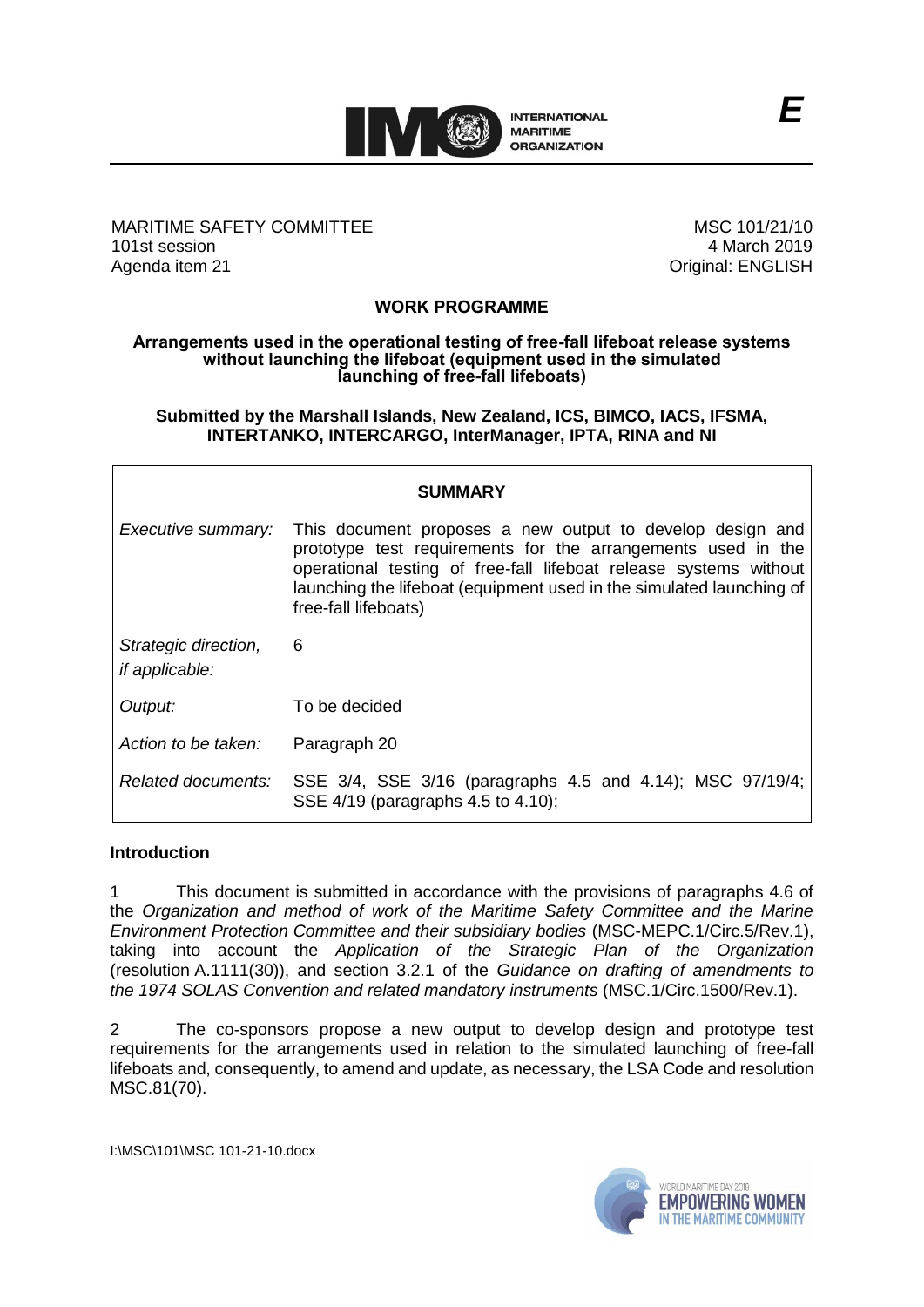MARITIME SAFETY COMMITTEE
101st session
Agenda item 21

MSC 101/21/10
4 March 2019
Original: ENGLISH

## WORK PROGRAMME

### Arrangements used in the operational testing of free-fall lifeboat release systems without launching the lifeboat (equipment used in the simulated launching of free-fall lifeboats)

**Submitted by the Marshall Islands, New Zealand, ICS, BIMCO, IACS, IFSMA, INTERTANKO, INTERCARGO, InterManager, IPTA, RINA and NI**

| SUMMARY | |
|---|---|
| *Executive summary:* | This document proposes a new output to develop design and prototype test requirements for the arrangements used in the operational testing of free-fall lifeboat release systems without launching the lifeboat (equipment used in the simulated launching of free-fall lifeboats) |
| *Strategic direction, if applicable:* | 6 |
| *Output:* | To be decided |
| *Action to be taken:* | Paragraph 20 |
| *Related documents:* | SSE 3/4, SSE 3/16 (paragraphs 4.5 and 4.14); MSC 97/19/4; SSE 4/19 (paragraphs 4.5 to 4.10); |

### Introduction

1 This document is submitted in accordance with the provisions of paragraphs 4.6 of the *Organization and method of work of the Maritime Safety Committee and the Marine Environment Protection Committee and their subsidiary bodies* (MSC-MEPC.1/Circ.5/Rev.1), taking into account the *Application of the Strategic Plan of the Organization* (resolution A.1111(30)), and section 3.2.1 of the *Guidance on drafting of amendments to the 1974 SOLAS Convention and related mandatory instruments* (MSC.1/Circ.1500/Rev.1).

2 The co-sponsors propose a new output to develop design and prototype test requirements for the arrangements used in relation to the simulated launching of free-fall lifeboats and, consequently, to amend and update, as necessary, the LSA Code and resolution MSC.81(70).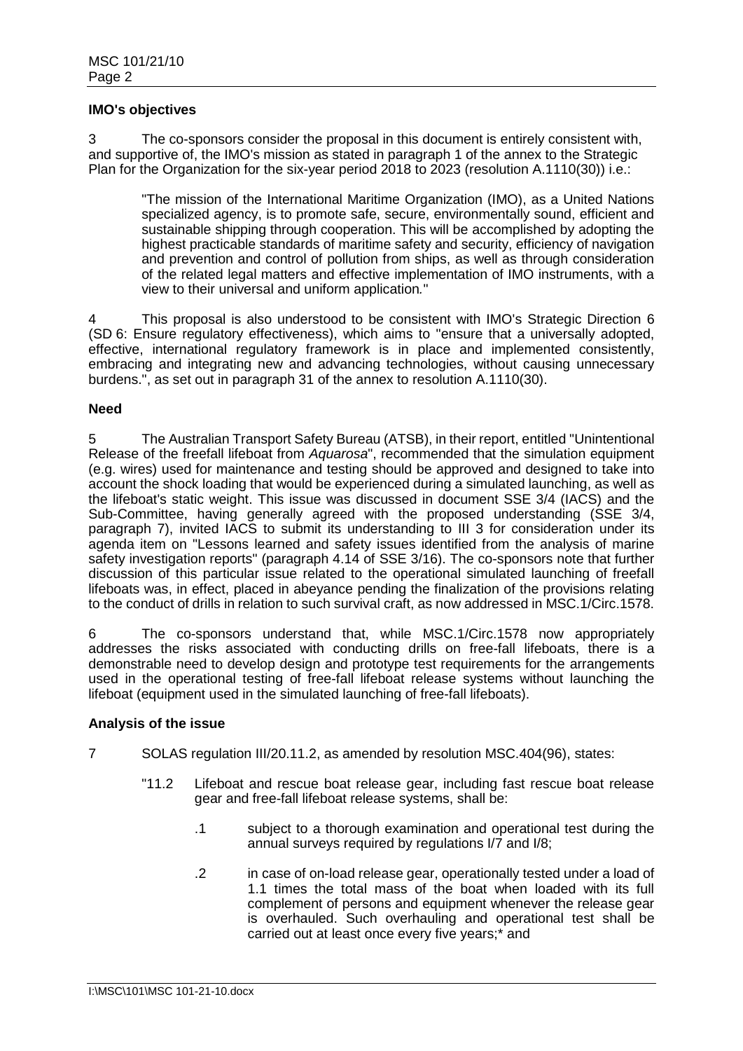**IMO's objectives**

3 The co-sponsors consider the proposal in this document is entirely consistent with, and supportive of, the IMO's mission as stated in paragraph 1 of the annex to the Strategic Plan for the Organization for the six-year period 2018 to 2023 (resolution A.1110(30)) i.e.:

> "The mission of the International Maritime Organization (IMO), as a United Nations specialized agency, is to promote safe, secure, environmentally sound, efficient and sustainable shipping through cooperation. This will be accomplished by adopting the highest practicable standards of maritime safety and security, efficiency of navigation and prevention and control of pollution from ships, as well as through consideration of the related legal matters and effective implementation of IMO instruments, with a view to their universal and uniform application."

4 This proposal is also understood to be consistent with IMO's Strategic Direction 6 (SD 6: Ensure regulatory effectiveness), which aims to "ensure that a universally adopted, effective, international regulatory framework is in place and implemented consistently, embracing and integrating new and advancing technologies, without causing unnecessary burdens.", as set out in paragraph 31 of the annex to resolution A.1110(30).

**Need**

5 The Australian Transport Safety Bureau (ATSB), in their report, entitled "Unintentional Release of the freefall lifeboat from *Aquarosa*", recommended that the simulation equipment (e.g. wires) used for maintenance and testing should be approved and designed to take into account the shock loading that would be experienced during a simulated launching, as well as the lifeboat's static weight. This issue was discussed in document SSE 3/4 (IACS) and the Sub-Committee, having generally agreed with the proposed understanding (SSE 3/4, paragraph 7), invited IACS to submit its understanding to III 3 for consideration under its agenda item on "Lessons learned and safety issues identified from the analysis of marine safety investigation reports" (paragraph 4.14 of SSE 3/16). The co-sponsors note that further discussion of this particular issue related to the operational simulated launching of freefall lifeboats was, in effect, placed in abeyance pending the finalization of the provisions relating to the conduct of drills in relation to such survival craft, as now addressed in MSC.1/Circ.1578.

6 The co-sponsors understand that, while MSC.1/Circ.1578 now appropriately addresses the risks associated with conducting drills on free-fall lifeboats, there is a demonstrable need to develop design and prototype test requirements for the arrangements used in the operational testing of free-fall lifeboat release systems without launching the lifeboat (equipment used in the simulated launching of free-fall lifeboats).

**Analysis of the issue**

7 SOLAS regulation III/20.11.2, as amended by resolution MSC.404(96), states:

> "11.2 Lifeboat and rescue boat release gear, including fast rescue boat release gear and free-fall lifeboat release systems, shall be:
>
> .1 subject to a thorough examination and operational test during the annual surveys required by regulations I/7 and I/8;
>
> .2 in case of on-load release gear, operationally tested under a load of 1.1 times the total mass of the boat when loaded with its full complement of persons and equipment whenever the release gear is overhauled. Such overhauling and operational test shall be carried out at least once every five years;* and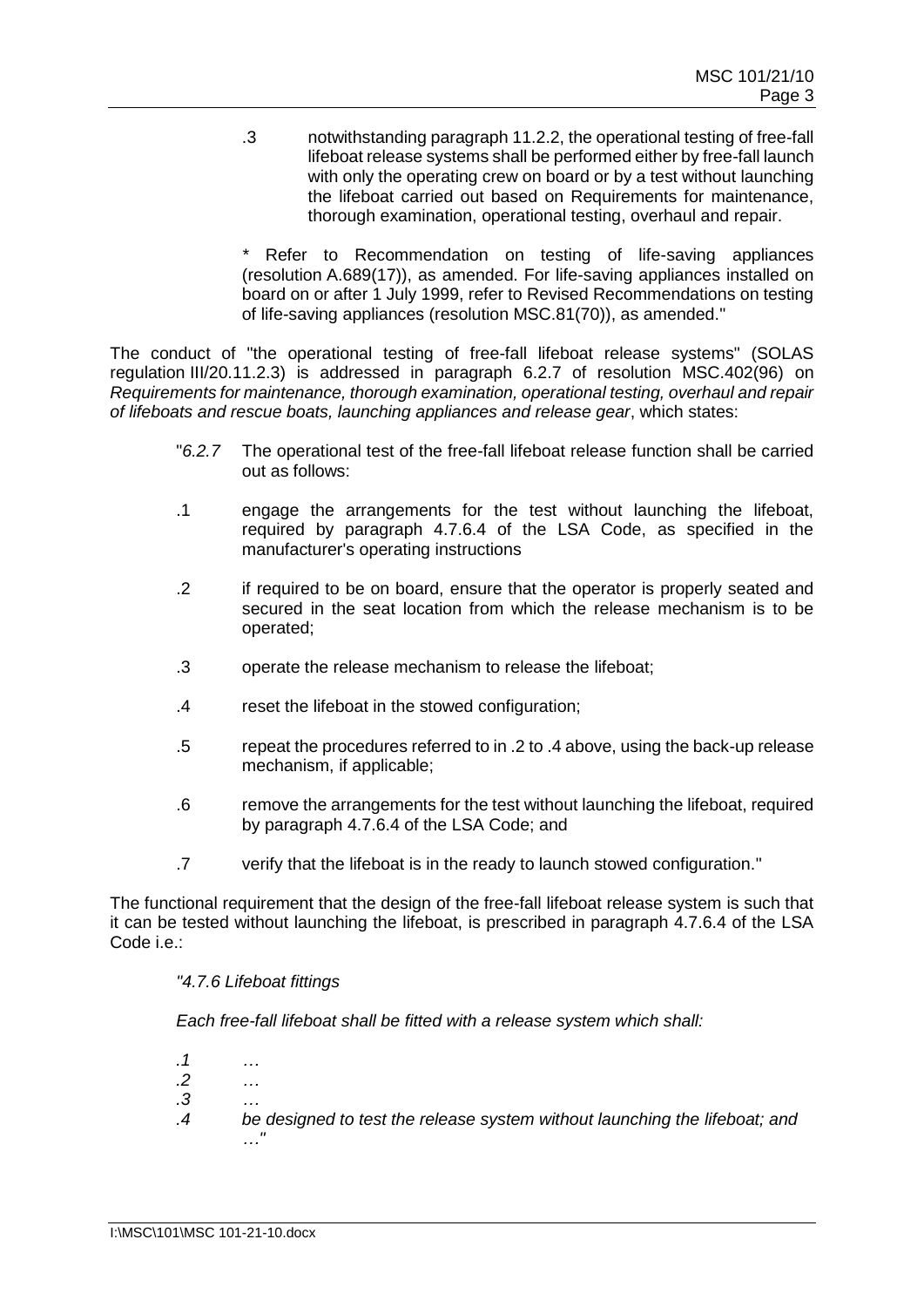.3 notwithstanding paragraph 11.2.2, the operational testing of free-fall lifeboat release systems shall be performed either by free-fall launch with only the operating crew on board or by a test without launching the lifeboat carried out based on Requirements for maintenance, thorough examination, operational testing, overhaul and repair.

\* Refer to Recommendation on testing of life-saving appliances (resolution A.689(17)), as amended. For life-saving appliances installed on board on or after 1 July 1999, refer to Revised Recommendations on testing of life-saving appliances (resolution MSC.81(70)), as amended."

The conduct of "the operational testing of free-fall lifeboat release systems" (SOLAS regulation III/20.11.2.3) is addressed in paragraph 6.2.7 of resolution MSC.402(96) on *Requirements for maintenance, thorough examination, operational testing, overhaul and repair of lifeboats and rescue boats, launching appliances and release gear*, which states:

"*6.2.7* The operational test of the free-fall lifeboat release function shall be carried out as follows:

.1 engage the arrangements for the test without launching the lifeboat, required by paragraph 4.7.6.4 of the LSA Code, as specified in the manufacturer's operating instructions

.2 if required to be on board, ensure that the operator is properly seated and secured in the seat location from which the release mechanism is to be operated;

.3 operate the release mechanism to release the lifeboat;

.4 reset the lifeboat in the stowed configuration;

.5 repeat the procedures referred to in .2 to .4 above, using the back-up release mechanism, if applicable;

.6 remove the arrangements for the test without launching the lifeboat, required by paragraph 4.7.6.4 of the LSA Code; and

.7 verify that the lifeboat is in the ready to launch stowed configuration."

The functional requirement that the design of the free-fall lifeboat release system is such that it can be tested without launching the lifeboat, is prescribed in paragraph 4.7.6.4 of the LSA Code i.e.:

*"4.7.6 Lifeboat fittings*

*Each free-fall lifeboat shall be fitted with a release system which shall:*

*.1 …*
*.2 …*
*.3 …*
*.4 be designed to test the release system without launching the lifeboat; and …"*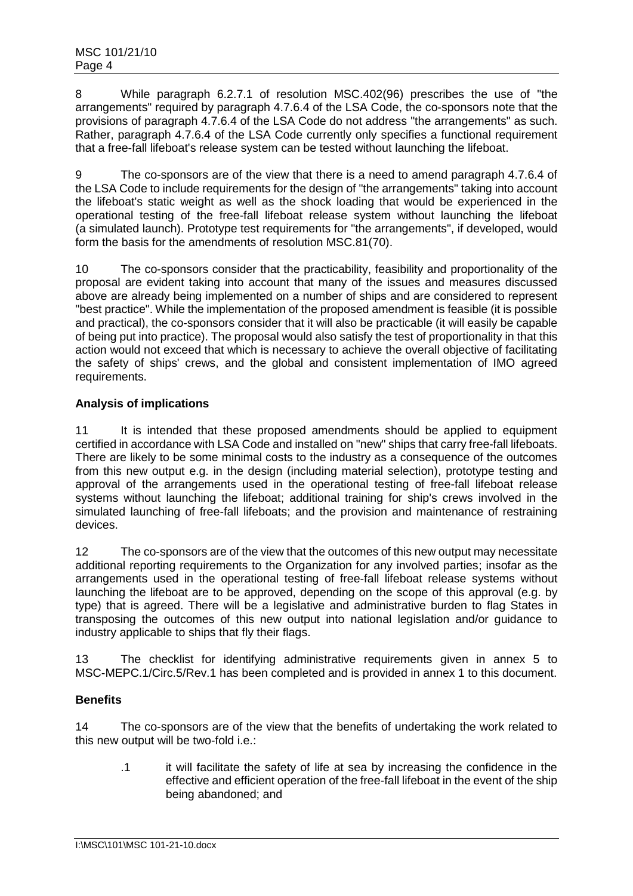8 While paragraph 6.2.7.1 of resolution MSC.402(96) prescribes the use of "the arrangements" required by paragraph 4.7.6.4 of the LSA Code, the co-sponsors note that the provisions of paragraph 4.7.6.4 of the LSA Code do not address "the arrangements" as such. Rather, paragraph 4.7.6.4 of the LSA Code currently only specifies a functional requirement that a free-fall lifeboat's release system can be tested without launching the lifeboat.

9 The co-sponsors are of the view that there is a need to amend paragraph 4.7.6.4 of the LSA Code to include requirements for the design of "the arrangements" taking into account the lifeboat's static weight as well as the shock loading that would be experienced in the operational testing of the free-fall lifeboat release system without launching the lifeboat (a simulated launch). Prototype test requirements for "the arrangements", if developed, would form the basis for the amendments of resolution MSC.81(70).

10 The co-sponsors consider that the practicability, feasibility and proportionality of the proposal are evident taking into account that many of the issues and measures discussed above are already being implemented on a number of ships and are considered to represent "best practice". While the implementation of the proposed amendment is feasible (it is possible and practical), the co-sponsors consider that it will also be practicable (it will easily be capable of being put into practice). The proposal would also satisfy the test of proportionality in that this action would not exceed that which is necessary to achieve the overall objective of facilitating the safety of ships' crews, and the global and consistent implementation of IMO agreed requirements.

**Analysis of implications**

11 It is intended that these proposed amendments should be applied to equipment certified in accordance with LSA Code and installed on "new" ships that carry free-fall lifeboats. There are likely to be some minimal costs to the industry as a consequence of the outcomes from this new output e.g. in the design (including material selection), prototype testing and approval of the arrangements used in the operational testing of free-fall lifeboat release systems without launching the lifeboat; additional training for ship's crews involved in the simulated launching of free-fall lifeboats; and the provision and maintenance of restraining devices.

12 The co-sponsors are of the view that the outcomes of this new output may necessitate additional reporting requirements to the Organization for any involved parties; insofar as the arrangements used in the operational testing of free-fall lifeboat release systems without launching the lifeboat are to be approved, depending on the scope of this approval (e.g. by type) that is agreed. There will be a legislative and administrative burden to flag States in transposing the outcomes of this new output into national legislation and/or guidance to industry applicable to ships that fly their flags.

13 The checklist for identifying administrative requirements given in annex 5 to MSC-MEPC.1/Circ.5/Rev.1 has been completed and is provided in annex 1 to this document.

**Benefits**

14 The co-sponsors are of the view that the benefits of undertaking the work related to this new output will be two-fold i.e.:

.1 it will facilitate the safety of life at sea by increasing the confidence in the effective and efficient operation of the free-fall lifeboat in the event of the ship being abandoned; and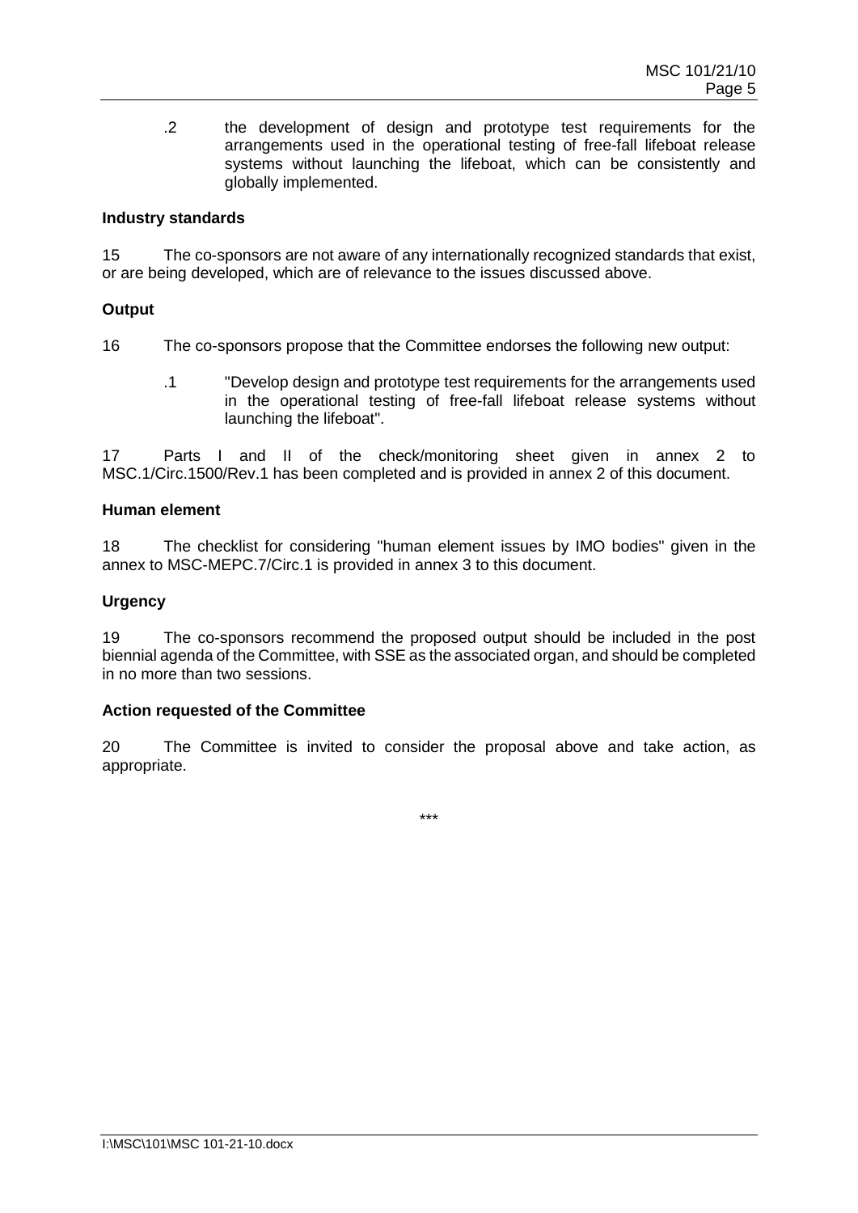.2 the development of design and prototype test requirements for the arrangements used in the operational testing of free-fall lifeboat release systems without launching the lifeboat, which can be consistently and globally implemented.

**Industry standards**

15 The co-sponsors are not aware of any internationally recognized standards that exist, or are being developed, which are of relevance to the issues discussed above.

**Output**

16 The co-sponsors propose that the Committee endorses the following new output:

.1 "Develop design and prototype test requirements for the arrangements used in the operational testing of free-fall lifeboat release systems without launching the lifeboat".

17 Parts I and II of the check/monitoring sheet given in annex 2 to MSC.1/Circ.1500/Rev.1 has been completed and is provided in annex 2 of this document.

**Human element**

18 The checklist for considering "human element issues by IMO bodies" given in the annex to MSC-MEPC.7/Circ.1 is provided in annex 3 to this document.

**Urgency**

19 The co-sponsors recommend the proposed output should be included in the post biennial agenda of the Committee, with SSE as the associated organ, and should be completed in no more than two sessions.

**Action requested of the Committee**

20 The Committee is invited to consider the proposal above and take action, as appropriate.

\*\*\*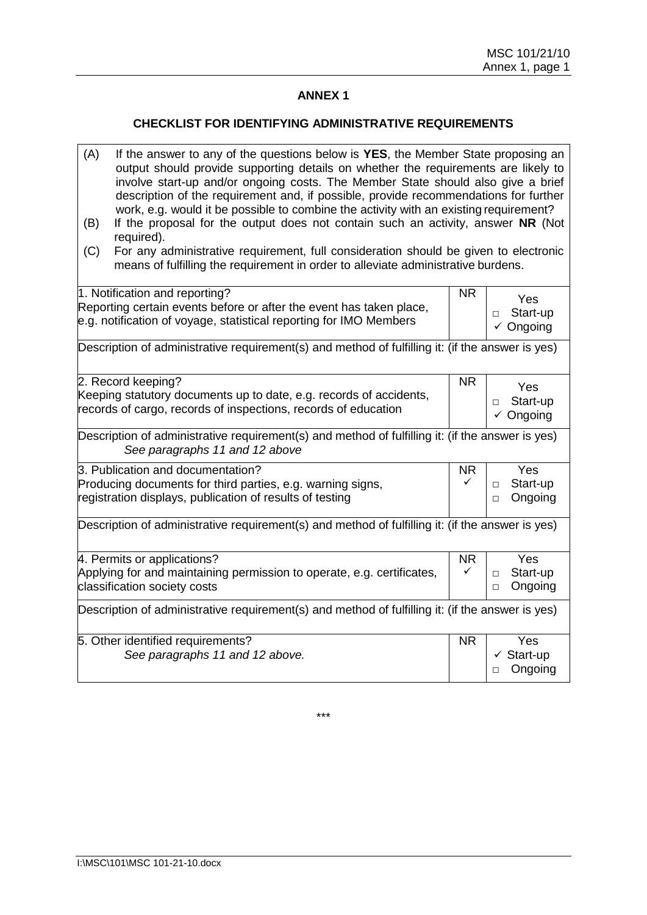# ANNEX 1

## CHECKLIST FOR IDENTIFYING ADMINISTRATIVE REQUIREMENTS

(A) If the answer to any of the questions below is **YES**, the Member State proposing an output should provide supporting details on whether the requirements are likely to involve start-up and/or ongoing costs. The Member State should also give a brief description of the requirement and, if possible, provide recommendations for further work, e.g. would it be possible to combine the activity with an existing requirement?

(B) If the proposal for the output does not contain such an activity, answer **NR** (Not required).

(C) For any administrative requirement, full consideration should be given to electronic means of fulfilling the requirement in order to alleviate administrative burdens.

| Requirement | NR | Yes |
|---|---|---|
| 1. Notification and reporting?<br>Reporting certain events before or after the event has taken place, e.g. notification of voyage, statistical reporting for IMO Members | | □ Start-up<br>✓ Ongoing |
| Description of administrative requirement(s) and method of fulfilling it: (if the answer is yes) | | |
| 2. Record keeping?<br>Keeping statutory documents up to date, e.g. records of accidents, records of cargo, records of inspections, records of education | | □ Start-up<br>✓ Ongoing |
| Description of administrative requirement(s) and method of fulfilling it: (if the answer is yes)<br>*See paragraphs 11 and 12 above* | | |
| 3. Publication and documentation?<br>Producing documents for third parties, e.g. warning signs, registration displays, publication of results of testing | ✓ | □ Start-up<br>□ Ongoing |
| Description of administrative requirement(s) and method of fulfilling it: (if the answer is yes) | | |
| 4. Permits or applications?<br>Applying for and maintaining permission to operate, e.g. certificates, classification society costs | ✓ | □ Start-up<br>□ Ongoing |
| Description of administrative requirement(s) and method of fulfilling it: (if the answer is yes) | | |
| 5. Other identified requirements?<br>*See paragraphs 11 and 12 above.* | | ✓ Start-up<br>□ Ongoing |

\*\*\*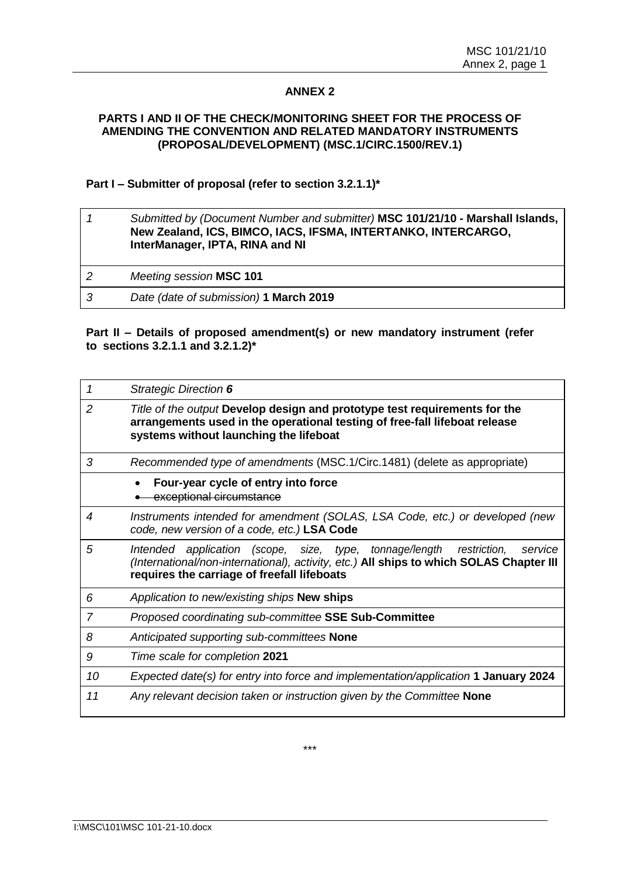## ANNEX 2

### PARTS I AND II OF THE CHECK/MONITORING SHEET FOR THE PROCESS OF AMENDING THE CONVENTION AND RELATED MANDATORY INSTRUMENTS (PROPOSAL/DEVELOPMENT) (MSC.1/CIRC.1500/REV.1)

**Part I – Submitter of proposal (refer to section 3.2.1.1)***

| | |
|---|---|
| *1* | *Submitted by (Document Number and submitter)* **MSC 101/21/10 - Marshall Islands, New Zealand, ICS, BIMCO, IACS, IFSMA, INTERTANKO, INTERCARGO, InterManager, IPTA, RINA and NI** |
| *2* | *Meeting session* **MSC 101** |
| *3* | *Date (date of submission)* **1 March 2019** |

**Part II – Details of proposed amendment(s) or new mandatory instrument (refer to sections 3.2.1.1 and 3.2.1.2)***

| | |
|---|---|
| *1* | *Strategic Direction* ***6*** |
| *2* | *Title of the output* **Develop design and prototype test requirements for the arrangements used in the operational testing of free-fall lifeboat release systems without launching the lifeboat** |
| *3* | *Recommended type of amendments* (MSC.1/Circ.1481) (delete as appropriate) |
| | • **Four-year cycle of entry into force**<br>• ~~exceptional circumstance~~ |
| *4* | *Instruments intended for amendment (SOLAS, LSA Code, etc.) or developed (new code, new version of a code, etc.)* **LSA Code** |
| *5* | *Intended application (scope, size, type, tonnage/length restriction, service (International/non-international), activity, etc.)* **All ships to which SOLAS Chapter III requires the carriage of freefall lifeboats** |
| *6* | *Application to new/existing ships* **New ships** |
| *7* | *Proposed coordinating sub-committee* **SSE Sub-Committee** |
| *8* | *Anticipated supporting sub-committees* **None** |
| *9* | *Time scale for completion* **2021** |
| *10* | *Expected date(s) for entry into force and implementation/application* **1 January 2024** |
| *11* | *Any relevant decision taken or instruction given by the Committee* **None** |

\*\*\*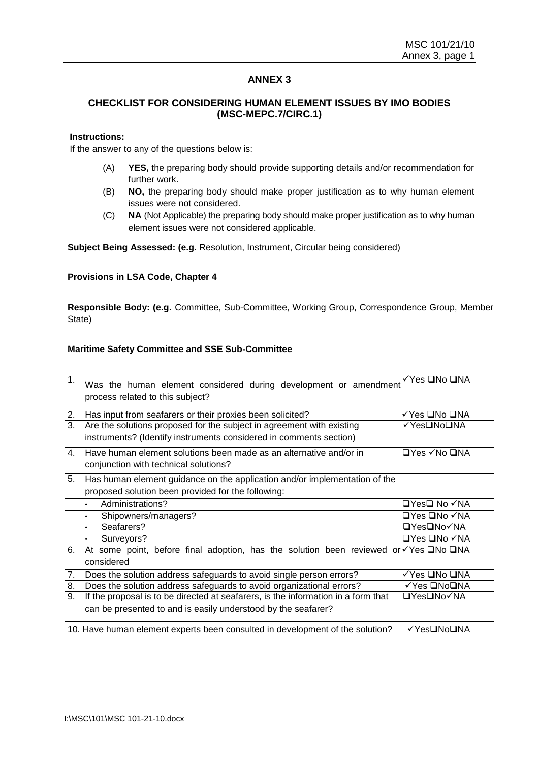## ANNEX 3

### CHECKLIST FOR CONSIDERING HUMAN ELEMENT ISSUES BY IMO BODIES (MSC-MEPC.7/CIRC.1)

**Instructions:**

If the answer to any of the questions below is:

(A) **YES,** the preparing body should provide supporting details and/or recommendation for further work.

(B) **NO,** the preparing body should make proper justification as to why human element issues were not considered.

(C) **NA** (Not Applicable) the preparing body should make proper justification as to why human element issues were not considered applicable.

**Subject Being Assessed: (e.g.** Resolution, Instrument, Circular being considered)

**Provisions in LSA Code, Chapter 4**

**Responsible Body: (e.g.** Committee, Sub-Committee, Working Group, Correspondence Group, Member State)

**Maritime Safety Committee and SSE Sub-Committee**

| Question | Answer |
|---|---|
| 1. Was the human element considered during development or amendment process related to this subject? | ✓Yes ❑No ❑NA |
| 2. Has input from seafarers or their proxies been solicited? | ✓Yes ❑No ❑NA |
| 3. Are the solutions proposed for the subject in agreement with existing instruments? (Identify instruments considered in comments section) | ✓Yes❑No❑NA |
| 4. Have human element solutions been made as an alternative and/or in conjunction with technical solutions? | ❑Yes ✓No ❑NA |
| 5. Has human element guidance on the application and/or implementation of the proposed solution been provided for the following: | |
| • Administrations? | ❑Yes❑ No ✓NA |
| • Shipowners/managers? | ❑Yes ❑No ✓NA |
| • Seafarers? | ❑Yes❑No✓NA |
| • Surveyors? | ❑Yes ❑No ✓NA |
| 6. At some point, before final adoption, has the solution been reviewed or considered | ✓Yes ❑No ❑NA |
| 7. Does the solution address safeguards to avoid single person errors? | ✓Yes ❑No ❑NA |
| 8. Does the solution address safeguards to avoid organizational errors? | ✓Yes ❑No❑NA |
| 9. If the proposal is to be directed at seafarers, is the information in a form that can be presented to and is easily understood by the seafarer? | ❑Yes❑No✓NA |
| 10. Have human element experts been consulted in development of the solution? | ✓Yes❑No❑NA |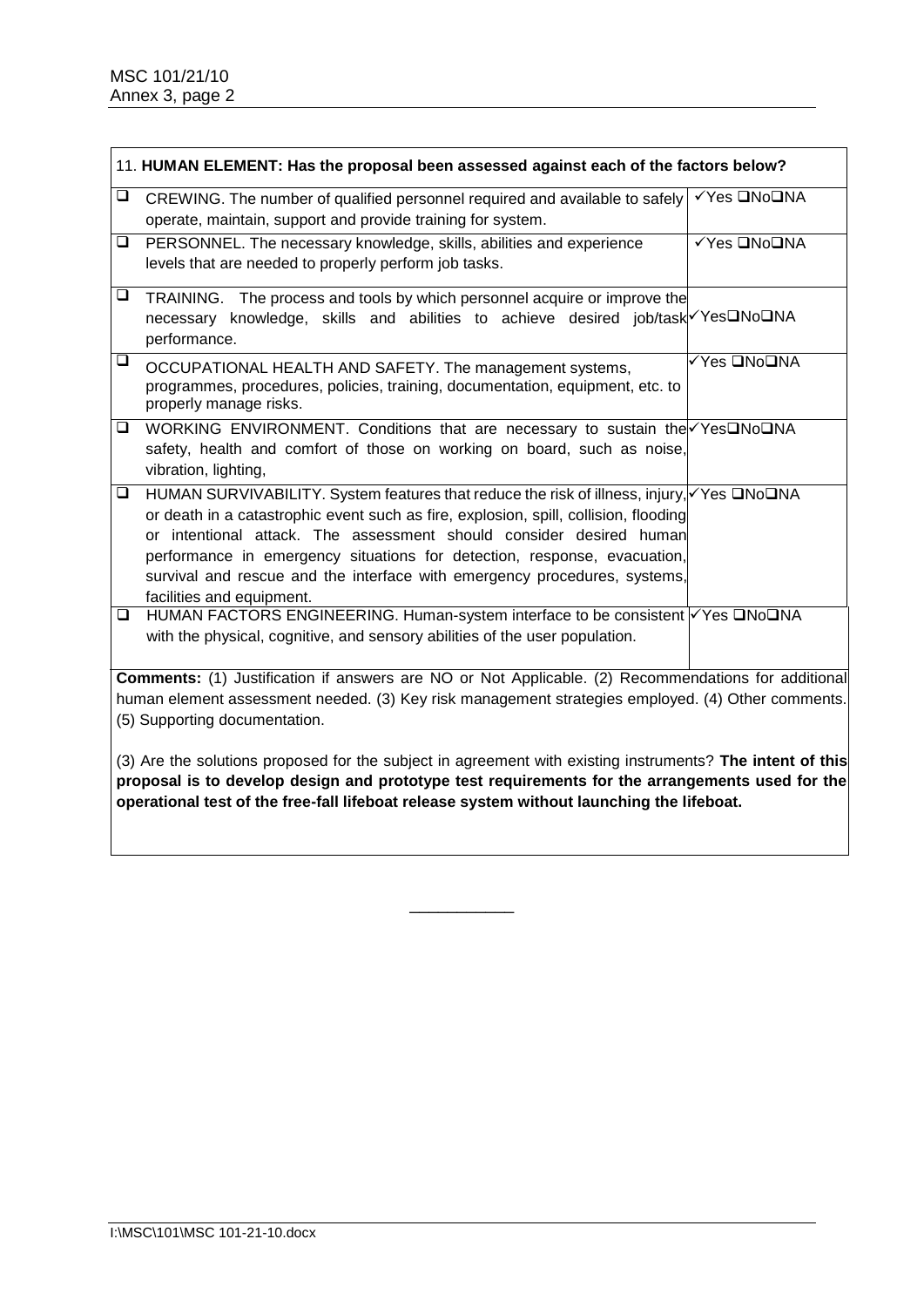| 11. **HUMAN ELEMENT: Has the proposal been assessed against each of the factors below?** | | |
|---|---|---|
| ❑ | CREWING. The number of qualified personnel required and available to safely operate, maintain, support and provide training for system. | ✓Yes ❑No❑NA |
| ❑ | PERSONNEL. The necessary knowledge, skills, abilities and experience levels that are needed to properly perform job tasks. | ✓Yes ❑No❑NA |
| ❑ | TRAINING. The process and tools by which personnel acquire or improve the necessary knowledge, skills and abilities to achieve desired job/task performance. | ✓Yes❑No❑NA |
| ❑ | OCCUPATIONAL HEALTH AND SAFETY. The management systems, programmes, procedures, policies, training, documentation, equipment, etc. to properly manage risks. | ✓Yes ❑No❑NA |
| ❑ | WORKING ENVIRONMENT. Conditions that are necessary to sustain the safety, health and comfort of those on working on board, such as noise, vibration, lighting, | ✓Yes❑No❑NA |
| ❑ | HUMAN SURVIVABILITY. System features that reduce the risk of illness, injury, or death in a catastrophic event such as fire, explosion, spill, collision, flooding or intentional attack. The assessment should consider desired human performance in emergency situations for detection, response, evacuation, survival and rescue and the interface with emergency procedures, systems, facilities and equipment. | ✓Yes ❑No❑NA |
| ❑ | HUMAN FACTORS ENGINEERING. Human-system interface to be consistent with the physical, cognitive, and sensory abilities of the user population. | ✓Yes ❑No❑NA |

**Comments:** (1) Justification if answers are NO or Not Applicable. (2) Recommendations for additional human element assessment needed. (3) Key risk management strategies employed. (4) Other comments. (5) Supporting documentation.

(3) Are the solutions proposed for the subject in agreement with existing instruments? **The intent of this proposal is to develop design and prototype test requirements for the arrangements used for the operational test of the free-fall lifeboat release system without launching the lifeboat.**

___________